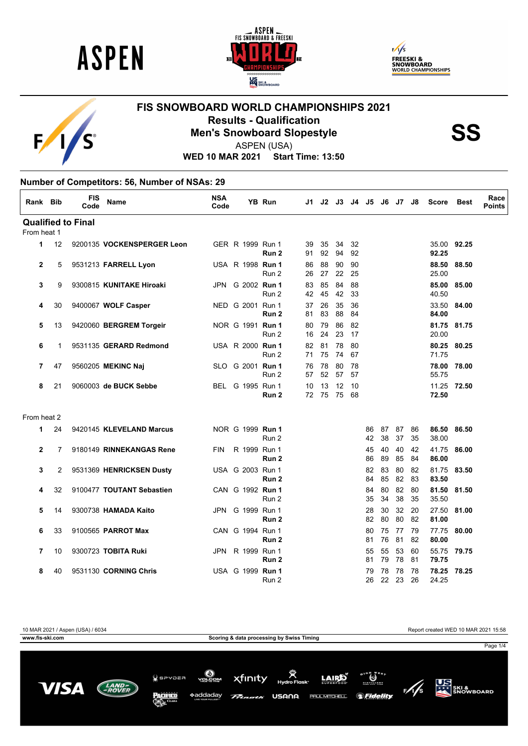# FIS SNOWBOARD WORLD CHAMPIONSHIPS 2021

## Results - Qualification

## Men's Snowboard Slopestyle

**SS**

ASPEN (USA)

**WED 10 MAR 2021 Start Time: 13:50**

### Number of Competitors: 56, Number of NSAs: 29

| Rank | Bib | FIS Code | Name | NSA Code | | YB | Run | J1 | J2 | J3 | J4 | J5 | J6 | J7 | J8 | Score | Best | Race Points |
|---|---|---|---|---|---|---|---|---|---|---|---|---|---|---|---|---|---|---|
| **Qualified to Final** | | | | | | | | | | | | | | | | | | |
| From heat 1 | | | | | | | | | | | | | | | | | | |
| **1** | 12 | 9200135 | **VOCKENSPERGER Leon** | GER | R | 1999 | Run 1 | 39 | 35 | 34 | 32 | | | | | 35.00 | **92.25** | |
| | | | | | | | **Run 2** | 91 | 92 | 94 | 92 | | | | | **92.25** | | |
| **2** | 5 | 9531213 | **FARRELL Lyon** | USA | R | 1998 | **Run 1** | 86 | 88 | 90 | 90 | | | | | **88.50** | **88.50** | |
| | | | | | | | Run 2 | 26 | 27 | 22 | 25 | | | | | 25.00 | | |
| **3** | 9 | 9300815 | **KUNITAKE Hiroaki** | JPN | G | 2002 | **Run 1** | 83 | 85 | 84 | 88 | | | | | **85.00** | **85.00** | |
| | | | | | | | Run 2 | 42 | 45 | 42 | 33 | | | | | 40.50 | | |
| **4** | 30 | 9400067 | **WOLF Casper** | NED | G | 2001 | Run 1 | 37 | 26 | 35 | 36 | | | | | 33.50 | **84.00** | |
| | | | | | | | **Run 2** | 81 | 83 | 88 | 84 | | | | | **84.00** | | |
| **5** | 13 | 9420060 | **BERGREM Torgeir** | NOR | G | 1991 | **Run 1** | 80 | 79 | 86 | 82 | | | | | **81.75** | **81.75** | |
| | | | | | | | Run 2 | 16 | 24 | 23 | 17 | | | | | 20.00 | | |
| **6** | 1 | 9531135 | **GERARD Redmond** | USA | R | 2000 | **Run 1** | 82 | 81 | 78 | 80 | | | | | **80.25** | **80.25** | |
| | | | | | | | Run 2 | 71 | 75 | 74 | 67 | | | | | 71.75 | | |
| **7** | 47 | 9560205 | **MEKINC Naj** | SLO | G | 2001 | **Run 1** | 76 | 78 | 80 | 78 | | | | | **78.00** | **78.00** | |
| | | | | | | | Run 2 | 57 | 52 | 57 | 57 | | | | | 55.75 | | |
| **8** | 21 | 9060003 | **de BUCK Sebbe** | BEL | G | 1995 | Run 1 | 10 | 13 | 12 | 10 | | | | | 11.25 | **72.50** | |
| | | | | | | | **Run 2** | 72 | 75 | 75 | 68 | | | | | **72.50** | | |
| From heat 2 | | | | | | | | | | | | | | | | | | |
| **1** | 24 | 9420145 | **KLEVELAND Marcus** | NOR | G | 1999 | **Run 1** | | | | | 86 | 87 | 87 | 86 | **86.50** | **86.50** | |
| | | | | | | | Run 2 | | | | | 42 | 38 | 37 | 35 | 38.00 | | |
| **2** | 7 | 9180149 | **RINNEKANGAS Rene** | FIN | R | 1999 | Run 1 | | | | | 45 | 40 | 40 | 42 | 41.75 | **86.00** | |
| | | | | | | | **Run 2** | | | | | 86 | 89 | 85 | 84 | **86.00** | | |
| **3** | 2 | 9531369 | **HENRICKSEN Dusty** | USA | G | 2003 | Run 1 | | | | | 82 | 83 | 80 | 82 | 81.75 | **83.50** | |
| | | | | | | | **Run 2** | | | | | 84 | 85 | 82 | 83 | **83.50** | | |
| **4** | 32 | 9100477 | **TOUTANT Sebastien** | CAN | G | 1992 | **Run 1** | | | | | 84 | 80 | 82 | 80 | **81.50** | **81.50** | |
| | | | | | | | Run 2 | | | | | 35 | 34 | 38 | 35 | 35.50 | | |
| **5** | 14 | 9300738 | **HAMADA Kaito** | JPN | G | 1999 | Run 1 | | | | | 28 | 30 | 32 | 20 | 27.50 | **81.00** | |
| | | | | | | | **Run 2** | | | | | 82 | 80 | 80 | 82 | **81.00** | | |
| **6** | 33 | 9100565 | **PARROT Max** | CAN | G | 1994 | Run 1 | | | | | 80 | 75 | 77 | 79 | 77.75 | **80.00** | |
| | | | | | | | **Run 2** | | | | | 81 | 76 | 81 | 82 | **80.00** | | |
| **7** | 10 | 9300723 | **TOBITA Ruki** | JPN | R | 1999 | Run 1 | | | | | 55 | 55 | 53 | 60 | 55.75 | **79.75** | |
| | | | | | | | **Run 2** | | | | | 81 | 79 | 78 | 81 | **79.75** | | |
| **8** | 40 | 9531130 | **CORNING Chris** | USA | G | 1999 | **Run 1** | | | | | 79 | 78 | 78 | 78 | **78.25** | **78.25** | |
| | | | | | | | Run 2 | | | | | 26 | 22 | 23 | 26 | 24.25 | | |

10 MAR 2021 / Aspen (USA) / 6034 — Report created WED 10 MAR 2021 15:58

www.fis-ski.com — Scoring & data processing by Swiss Timing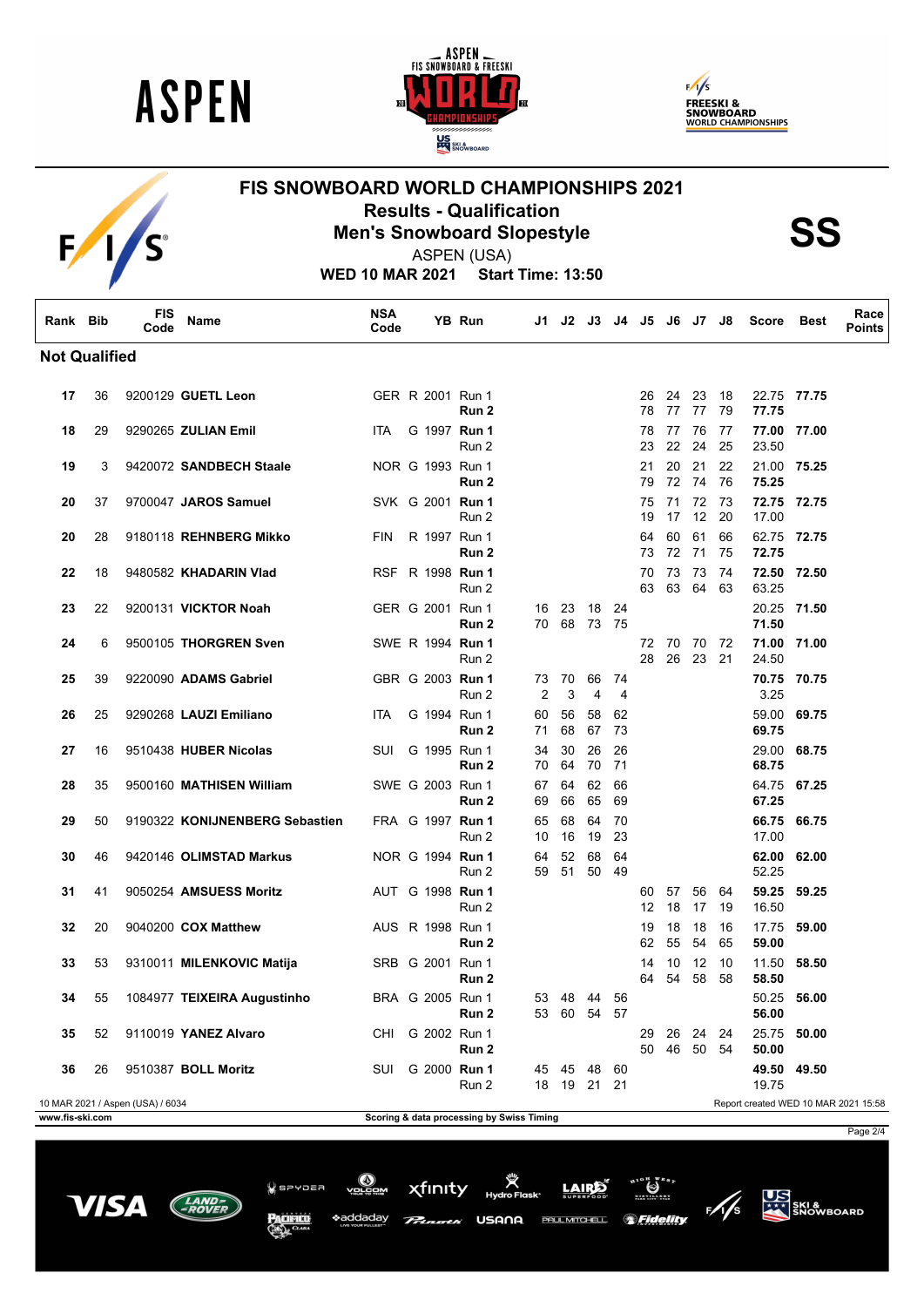# FIS SNOWBOARD WORLD CHAMPIONSHIPS 2021

## Results - Qualification

## Men's Snowboard Slopestyle

ASPEN (USA)

**WED 10 MAR 2021 Start Time: 13:50**

**SS**

| Rank | Bib | FIS Code | Name | NSA Code | | YB | Run | J1 | J2 | J3 | J4 | J5 | J6 | J7 | J8 | Score | Best | Race Points |
|---|---|---|---|---|---|---|---|---|---|---|---|---|---|---|---|---|---|---|
| **Not Qualified** | | | | | | | | | | | | | | | | | | |
| 17 | 36 | 9200129 | **GUETL Leon** | GER | R | 2001 | Run 1 | | | | | 26 | 24 | 23 | 18 | 22.75 | **77.75** | |
| | | | | | | | **Run 2** | | | | | 78 | 77 | 77 | 79 | **77.75** | | |
| 18 | 29 | 9290265 | **ZULIAN Emil** | ITA | G | 1997 | **Run 1** | | | | | 78 | 77 | 76 | 77 | **77.00** | **77.00** | |
| | | | | | | | Run 2 | | | | | 23 | 22 | 24 | 25 | 23.50 | | |
| 19 | 3 | 9420072 | **SANDBECH Staale** | NOR | G | 1993 | Run 1 | | | | | 21 | 20 | 21 | 22 | 21.00 | **75.25** | |
| | | | | | | | **Run 2** | | | | | 79 | 72 | 74 | 76 | **75.25** | | |
| 20 | 37 | 9700047 | **JAROS Samuel** | SVK | G | 2001 | **Run 1** | | | | | 75 | 71 | 72 | 73 | **72.75** | **72.75** | |
| | | | | | | | Run 2 | | | | | 19 | 17 | 12 | 20 | 17.00 | | |
| 20 | 28 | 9180118 | **REHNBERG Mikko** | FIN | R | 1997 | Run 1 | | | | | 64 | 60 | 61 | 66 | 62.75 | **72.75** | |
| | | | | | | | **Run 2** | | | | | 73 | 72 | 71 | 75 | **72.75** | | |
| 22 | 18 | 9480582 | **KHADARIN Vlad** | RSF | R | 1998 | **Run 1** | | | | | 70 | 73 | 73 | 74 | **72.50** | **72.50** | |
| | | | | | | | Run 2 | | | | | 63 | 63 | 64 | 63 | 63.25 | | |
| 23 | 22 | 9200131 | **VICKTOR Noah** | GER | G | 2001 | Run 1 | 16 | 23 | 18 | 24 | | | | | 20.25 | **71.50** | |
| | | | | | | | **Run 2** | 70 | 68 | 73 | 75 | | | | | **71.50** | | |
| 24 | 6 | 9500105 | **THORGREN Sven** | SWE | R | 1994 | **Run 1** | | | | | 72 | 70 | 70 | 72 | **71.00** | **71.00** | |
| | | | | | | | Run 2 | | | | | 28 | 26 | 23 | 21 | 24.50 | | |
| 25 | 39 | 9220090 | **ADAMS Gabriel** | GBR | G | 2003 | **Run 1** | 73 | 70 | 66 | 74 | | | | | **70.75** | **70.75** | |
| | | | | | | | Run 2 | 2 | 3 | 4 | 4 | | | | | 3.25 | | |
| 26 | 25 | 9290268 | **LAUZI Emiliano** | ITA | G | 1994 | Run 1 | 60 | 56 | 58 | 62 | | | | | 59.00 | **69.75** | |
| | | | | | | | **Run 2** | 71 | 68 | 67 | 73 | | | | | **69.75** | | |
| 27 | 16 | 9510438 | **HUBER Nicolas** | SUI | G | 1995 | Run 1 | 34 | 30 | 26 | 26 | | | | | 29.00 | **68.75** | |
| | | | | | | | **Run 2** | 70 | 64 | 70 | 71 | | | | | **68.75** | | |
| 28 | 35 | 9500160 | **MATHISEN William** | SWE | G | 2003 | Run 1 | 67 | 64 | 62 | 66 | | | | | 64.75 | **67.25** | |
| | | | | | | | **Run 2** | 69 | 66 | 65 | 69 | | | | | **67.25** | | |
| 29 | 50 | 9190322 | **KONIJNENBERG Sebastien** | FRA | G | 1997 | **Run 1** | 65 | 68 | 64 | 70 | | | | | **66.75** | **66.75** | |
| | | | | | | | Run 2 | 10 | 16 | 19 | 23 | | | | | 17.00 | | |
| 30 | 46 | 9420146 | **OLIMSTAD Markus** | NOR | G | 1994 | **Run 1** | 64 | 52 | 68 | 64 | | | | | **62.00** | **62.00** | |
| | | | | | | | Run 2 | 59 | 51 | 50 | 49 | | | | | 52.25 | | |
| 31 | 41 | 9050254 | **AMSUESS Moritz** | AUT | G | 1998 | **Run 1** | | | | | 60 | 57 | 56 | 64 | **59.25** | **59.25** | |
| | | | | | | | Run 2 | | | | | 12 | 18 | 17 | 19 | 16.50 | | |
| 32 | 20 | 9040200 | **COX Matthew** | AUS | R | 1998 | Run 1 | | | | | 19 | 18 | 18 | 16 | 17.75 | **59.00** | |
| | | | | | | | **Run 2** | | | | | 62 | 55 | 54 | 65 | **59.00** | | |
| 33 | 53 | 9310011 | **MILENKOVIC Matija** | SRB | G | 2001 | Run 1 | | | | | 14 | 10 | 12 | 10 | 11.50 | **58.50** | |
| | | | | | | | **Run 2** | | | | | 64 | 54 | 58 | 58 | **58.50** | | |
| 34 | 55 | 1084977 | **TEIXEIRA Augustinho** | BRA | G | 2005 | Run 1 | 53 | 48 | 44 | 56 | | | | | 50.25 | **56.00** | |
| | | | | | | | **Run 2** | 53 | 60 | 54 | 57 | | | | | **56.00** | | |
| 35 | 52 | 9110019 | **YANEZ Alvaro** | CHI | G | 2002 | Run 1 | | | | | 29 | 26 | 24 | 24 | 25.75 | **50.00** | |
| | | | | | | | **Run 2** | | | | | 50 | 46 | 50 | 54 | **50.00** | | |
| 36 | 26 | 9510387 | **BOLL Moritz** | SUI | G | 2000 | **Run 1** | 45 | 45 | 48 | 60 | | | | | **49.50** | **49.50** | |
| | | | | | | | Run 2 | 18 | 19 | 21 | 21 | | | | | 19.75 | | |

10 MAR 2021 / Aspen (USA) / 6034 — Report created WED 10 MAR 2021 15:58

www.fis-ski.com — Scoring & data processing by Swiss Timing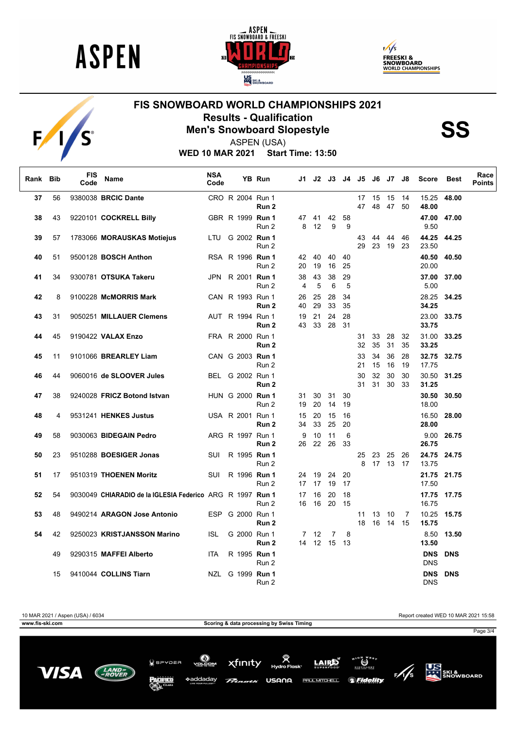# FIS SNOWBOARD WORLD CHAMPIONSHIPS 2021

## Results - Qualification

## Men's Snowboard Slopestyle

**SS**

ASPEN (USA)

**WED 10 MAR 2021 Start Time: 13:50**

| Rank | Bib | FIS Code | Name | NSA Code | | YB | Run | J1 | J2 | J3 | J4 | J5 | J6 | J7 | J8 | Score | Best | Race Points |
|---|---|---|---|---|---|---|---|---|---|---|---|---|---|---|---|---|---|---|
| 37 | 56 | 9380038 | **BRCIC Dante** | CRO | R | 2004 | Run 1 | | | | | 17 | 15 | 15 | 14 | 15.25 | **48.00** | |
| | | | | | | | **Run 2** | | | | | 47 | 48 | 47 | 50 | **48.00** | | |
| 38 | 43 | 9220101 | **COCKRELL Billy** | GBR | R | 1999 | **Run 1** | 47 | 41 | 42 | 58 | | | | | **47.00** | **47.00** | |
| | | | | | | | Run 2 | 8 | 12 | 9 | 9 | | | | | 9.50 | | |
| 39 | 57 | 1783066 | **MORAUSKAS Motiejus** | LTU | G | 2002 | **Run 1** | | | | | 43 | 44 | 44 | 46 | **44.25** | **44.25** | |
| | | | | | | | Run 2 | | | | | 29 | 23 | 19 | 23 | 23.50 | | |
| 40 | 51 | 9500128 | **BOSCH Anthon** | RSA | R | 1996 | **Run 1** | 42 | 40 | 40 | 40 | | | | | **40.50** | **40.50** | |
| | | | | | | | Run 2 | 20 | 19 | 16 | 25 | | | | | 20.00 | | |
| 41 | 34 | 9300781 | **OTSUKA Takeru** | JPN | R | 2001 | **Run 1** | 38 | 43 | 38 | 29 | | | | | **37.00** | **37.00** | |
| | | | | | | | Run 2 | 4 | 5 | 6 | 5 | | | | | 5.00 | | |
| 42 | 8 | 9100228 | **McMORRIS Mark** | CAN | R | 1993 | Run 1 | 26 | 25 | 28 | 34 | | | | | 28.25 | **34.25** | |
| | | | | | | | **Run 2** | 40 | 29 | 33 | 35 | | | | | **34.25** | | |
| 43 | 31 | 9050251 | **MILLAUER Clemens** | AUT | R | 1994 | Run 1 | 19 | 21 | 24 | 28 | | | | | 23.00 | **33.75** | |
| | | | | | | | **Run 2** | 43 | 33 | 28 | 31 | | | | | **33.75** | | |
| 44 | 45 | 9190422 | **VALAX Enzo** | FRA | R | 2000 | Run 1 | | | | | 31 | 33 | 28 | 32 | 31.00 | **33.25** | |
| | | | | | | | **Run 2** | | | | | 32 | 35 | 31 | 35 | **33.25** | | |
| 45 | 11 | 9101066 | **BREARLEY Liam** | CAN | G | 2003 | **Run 1** | | | | | 33 | 34 | 36 | 28 | **32.75** | **32.75** | |
| | | | | | | | Run 2 | | | | | 21 | 15 | 16 | 19 | 17.75 | | |
| 46 | 44 | 9060016 | **de SLOOVER Jules** | BEL | G | 2002 | Run 1 | | | | | 30 | 32 | 30 | 30 | 30.50 | **31.25** | |
| | | | | | | | **Run 2** | | | | | 31 | 31 | 30 | 33 | **31.25** | | |
| 47 | 38 | 9240028 | **FRICZ Botond Istvan** | HUN | G | 2000 | **Run 1** | 31 | 30 | 31 | 30 | | | | | **30.50** | **30.50** | |
| | | | | | | | Run 2 | 19 | 20 | 14 | 19 | | | | | 18.00 | | |
| 48 | 4 | 9531241 | **HENKES Justus** | USA | R | 2001 | Run 1 | 15 | 20 | 15 | 16 | | | | | 16.50 | **28.00** | |
| | | | | | | | **Run 2** | 34 | 33 | 25 | 20 | | | | | **28.00** | | |
| 49 | 58 | 9030063 | **BIDEGAIN Pedro** | ARG | R | 1997 | Run 1 | 9 | 10 | 11 | 6 | | | | | 9.00 | **26.75** | |
| | | | | | | | **Run 2** | 26 | 22 | 26 | 33 | | | | | **26.75** | | |
| 50 | 23 | 9510288 | **BOESIGER Jonas** | SUI | R | 1995 | **Run 1** | | | | | 25 | 23 | 25 | 26 | **24.75** | **24.75** | |
| | | | | | | | Run 2 | | | | | 8 | 17 | 13 | 17 | 13.75 | | |
| 51 | 17 | 9510319 | **THOENEN Moritz** | SUI | R | 1996 | **Run 1** | 24 | 19 | 24 | 20 | | | | | **21.75** | **21.75** | |
| | | | | | | | Run 2 | 17 | 17 | 19 | 17 | | | | | 17.50 | | |
| 52 | 54 | 9030049 | **CHIARADIO de la IGLESIA Federico** | ARG | R | 1997 | **Run 1** | 17 | 16 | 20 | 18 | | | | | **17.75** | **17.75** | |
| | | | | | | | Run 2 | 16 | 16 | 20 | 15 | | | | | 16.75 | | |
| 53 | 48 | 9490214 | **ARAGON Jose Antonio** | ESP | G | 2000 | Run 1 | | | | | 11 | 13 | 10 | 7 | 10.25 | **15.75** | |
| | | | | | | | **Run 2** | | | | | 18 | 16 | 14 | 15 | **15.75** | | |
| 54 | 42 | 9250023 | **KRISTJANSSON Marino** | ISL | G | 2000 | Run 1 | 7 | 12 | 7 | 8 | | | | | 8.50 | **13.50** | |
| | | | | | | | **Run 2** | 14 | 12 | 15 | 13 | | | | | **13.50** | | |
| | 49 | 9290315 | **MAFFEI Alberto** | ITA | R | 1995 | **Run 1** | | | | | | | | | **DNS** | **DNS** | |
| | | | | | | | Run 2 | | | | | | | | | DNS | | |
| | 15 | 9410044 | **COLLINS Tiarn** | NZL | G | 1999 | **Run 1** | | | | | | | | | **DNS** | **DNS** | |
| | | | | | | | Run 2 | | | | | | | | | DNS | | |

10 MAR 2021 / Aspen (USA) / 6034 — Report created WED 10 MAR 2021 15:58

www.fis-ski.com — Scoring & data processing by Swiss Timing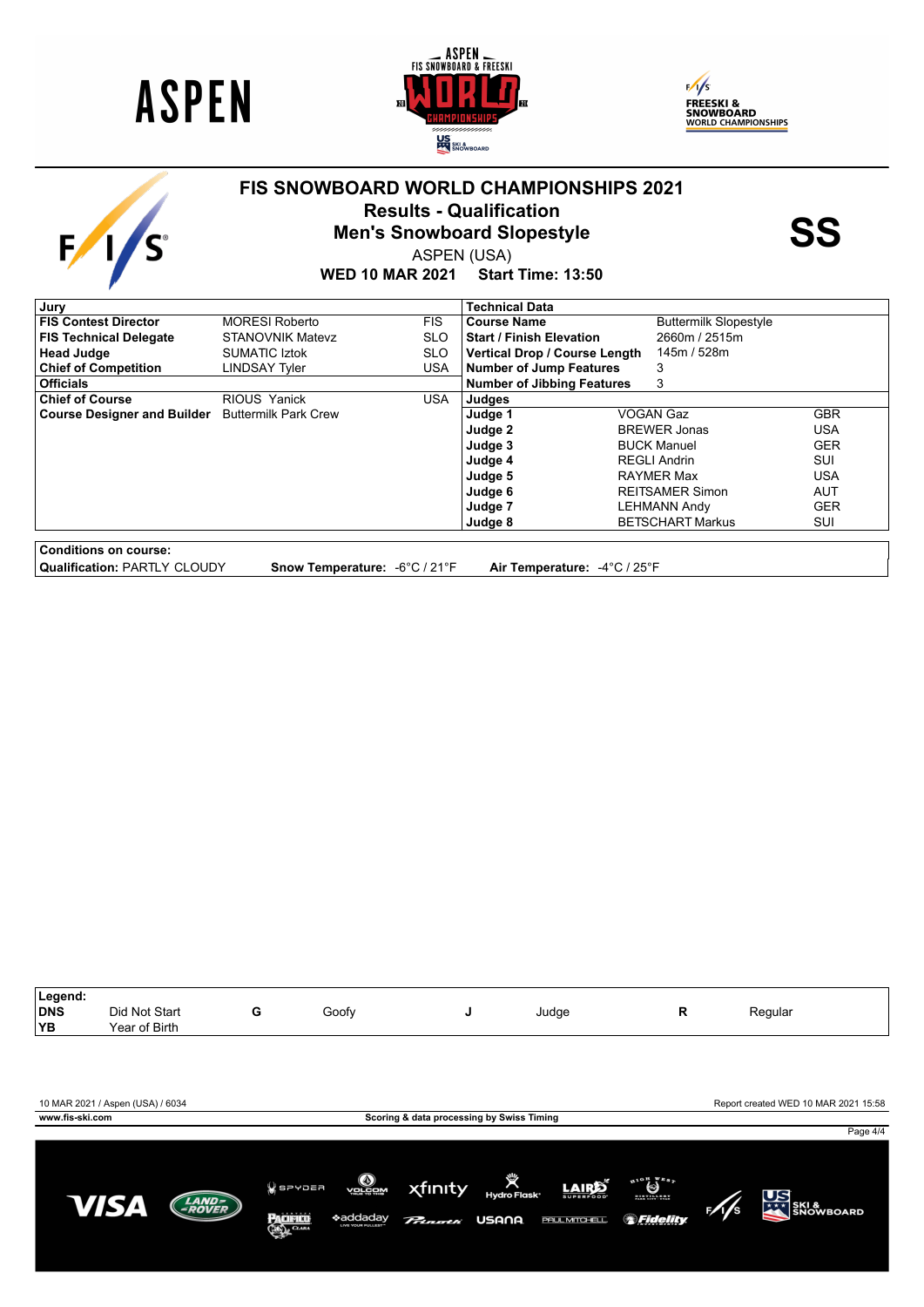# FIS SNOWBOARD WORLD CHAMPIONSHIPS 2021

## Results - Qualification

## Men's Snowboard Slopestyle

**SS**

ASPEN (USA)

**WED 10 MAR 2021 Start Time: 13:50**

| Jury | | |
|---|---|---|
| **FIS Contest Director** | MORESI Roberto | FIS |
| **FIS Technical Delegate** | STANOVNIK Matevz | SLO |
| **Head Judge** | SUMATIC Iztok | SLO |
| **Chief of Competition** | LINDSAY Tyler | USA |
| **Officials** | | |
| **Chief of Course** | RIOUS Yanick | USA |
| **Course Designer and Builder** | Buttermilk Park Crew | |

| Technical Data | |
|---|---|
| **Course Name** | Buttermilk Slopestyle |
| **Start / Finish Elevation** | 2660m / 2515m |
| **Vertical Drop / Course Length** | 145m / 528m |
| **Number of Jump Features** | 3 |
| **Number of Jibbing Features** | 3 |

| Judges | | |
|---|---|---|
| **Judge 1** | VOGAN Gaz | GBR |
| **Judge 2** | BREWER Jonas | USA |
| **Judge 3** | BUCK Manuel | GER |
| **Judge 4** | REGLI Andrin | SUI |
| **Judge 5** | RAYMER Max | USA |
| **Judge 6** | REITSAMER Simon | AUT |
| **Judge 7** | LEHMANN Andy | GER |
| **Judge 8** | BETSCHART Markus | SUI |

**Conditions on course:**

**Qualification:** PARTLY CLOUDY **Snow Temperature:** -6°C / 21°F **Air Temperature:** -4°C / 25°F

| Legend: | | | | | | | |
|---|---|---|---|---|---|---|---|
| **DNS** | Did Not Start | **G** | Goofy | **J** | Judge | **R** | Regular |
| **YB** | Year of Birth | | | | | | |

10 MAR 2021 / Aspen (USA) / 6034

Report created WED 10 MAR 2021 15:58

**www.fis-ski.com**

**Scoring & data processing by Swiss Timing**